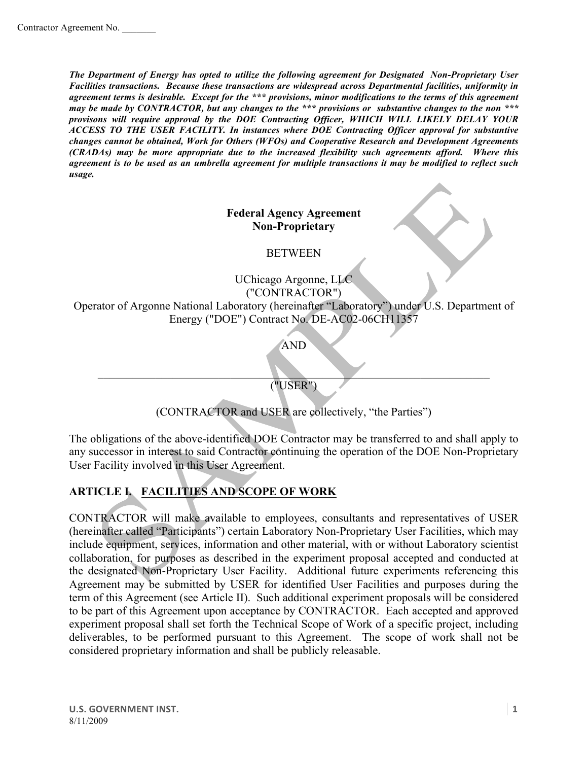Contractor Agreement No. _______

***The Department of Energy has opted to utilize the following agreement for Designated Non-Proprietary User Facilities transactions. Because these transactions are widespread across Departmental facilities, uniformity in agreement terms is desirable. Except for the *** provisions, minor modifications to the terms of this agreement may be made by CONTRACTOR, but any changes to the *** provisions or substantive changes to the non *** provisons will require approval by the DOE Contracting Officer, WHICH WILL LIKELY DELAY YOUR ACCESS TO THE USER FACILITY. In instances where DOE Contracting Officer approval for substantive changes cannot be obtained, Work for Others (WFOs) and Cooperative Research and Development Agreements (CRADAs) may be more appropriate due to the increased flexibility such agreements afford. Where this agreement is to be used as an umbrella agreement for multiple transactions it may be modified to reflect such usage.***

**Federal Agency Agreement**
**Non-Proprietary**

BETWEEN

UChicago Argonne, LLC
("CONTRACTOR")
Operator of Argonne National Laboratory (hereinafter "Laboratory") under U.S. Department of Energy ("DOE") Contract No. DE-AC02-06CH11357

AND

______________________________________________________________________
("USER")

(CONTRACTOR and USER are collectively, "the Parties")

The obligations of the above-identified DOE Contractor may be transferred to and shall apply to any successor in interest to said Contractor continuing the operation of the DOE Non-Proprietary User Facility involved in this User Agreement.

## ARTICLE I. FACILITIES AND SCOPE OF WORK

CONTRACTOR will make available to employees, consultants and representatives of USER (hereinafter called "Participants") certain Laboratory Non-Proprietary User Facilities, which may include equipment, services, information and other material, with or without Laboratory scientist collaboration, for purposes as described in the experiment proposal accepted and conducted at the designated Non-Proprietary User Facility. Additional future experiments referencing this Agreement may be submitted by USER for identified User Facilities and purposes during the term of this Agreement (see Article II). Such additional experiment proposals will be considered to be part of this Agreement upon acceptance by CONTRACTOR. Each accepted and approved experiment proposal shall set forth the Technical Scope of Work of a specific project, including deliverables, to be performed pursuant to this Agreement. The scope of work shall not be considered proprietary information and shall be publicly releasable.

U.S. GOVERNMENT INST.
8/11/2009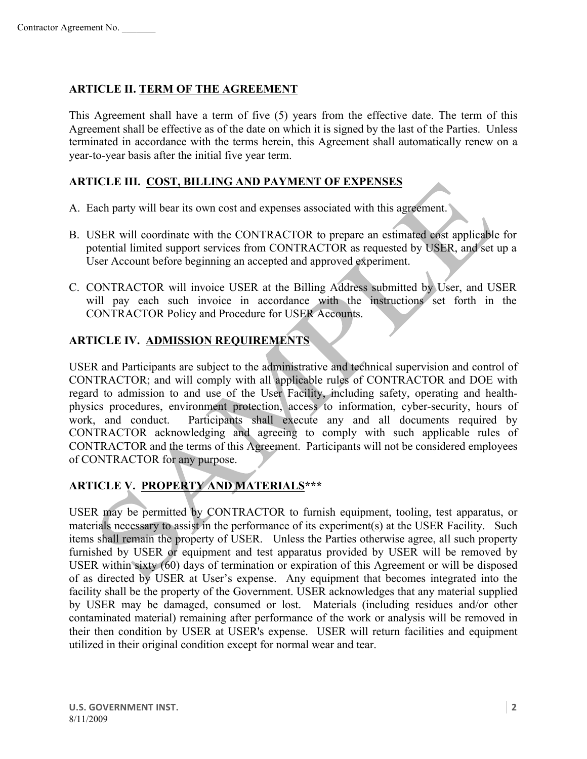## ARTICLE II. TERM OF THE AGREEMENT

This Agreement shall have a term of five (5) years from the effective date. The term of this Agreement shall be effective as of the date on which it is signed by the last of the Parties. Unless terminated in accordance with the terms herein, this Agreement shall automatically renew on a year-to-year basis after the initial five year term.

## ARTICLE III. COST, BILLING AND PAYMENT OF EXPENSES

A. Each party will bear its own cost and expenses associated with this agreement.

B. USER will coordinate with the CONTRACTOR to prepare an estimated cost applicable for potential limited support services from CONTRACTOR as requested by USER, and set up a User Account before beginning an accepted and approved experiment.

C. CONTRACTOR will invoice USER at the Billing Address submitted by User, and USER will pay each such invoice in accordance with the instructions set forth in the CONTRACTOR Policy and Procedure for USER Accounts.

## ARTICLE IV. ADMISSION REQUIREMENTS

USER and Participants are subject to the administrative and technical supervision and control of CONTRACTOR; and will comply with all applicable rules of CONTRACTOR and DOE with regard to admission to and use of the User Facility, including safety, operating and health-physics procedures, environment protection, access to information, cyber-security, hours of work, and conduct. Participants shall execute any and all documents required by CONTRACTOR acknowledging and agreeing to comply with such applicable rules of CONTRACTOR and the terms of this Agreement. Participants will not be considered employees of CONTRACTOR for any purpose.

## ARTICLE V. PROPERTY AND MATERIALS***

USER may be permitted by CONTRACTOR to furnish equipment, tooling, test apparatus, or materials necessary to assist in the performance of its experiment(s) at the USER Facility. Such items shall remain the property of USER. Unless the Parties otherwise agree, all such property furnished by USER or equipment and test apparatus provided by USER will be removed by USER within sixty (60) days of termination or expiration of this Agreement or will be disposed of as directed by USER at User's expense. Any equipment that becomes integrated into the facility shall be the property of the Government. USER acknowledges that any material supplied by USER may be damaged, consumed or lost. Materials (including residues and/or other contaminated material) remaining after performance of the work or analysis will be removed in their then condition by USER at USER's expense. USER will return facilities and equipment utilized in their original condition except for normal wear and tear.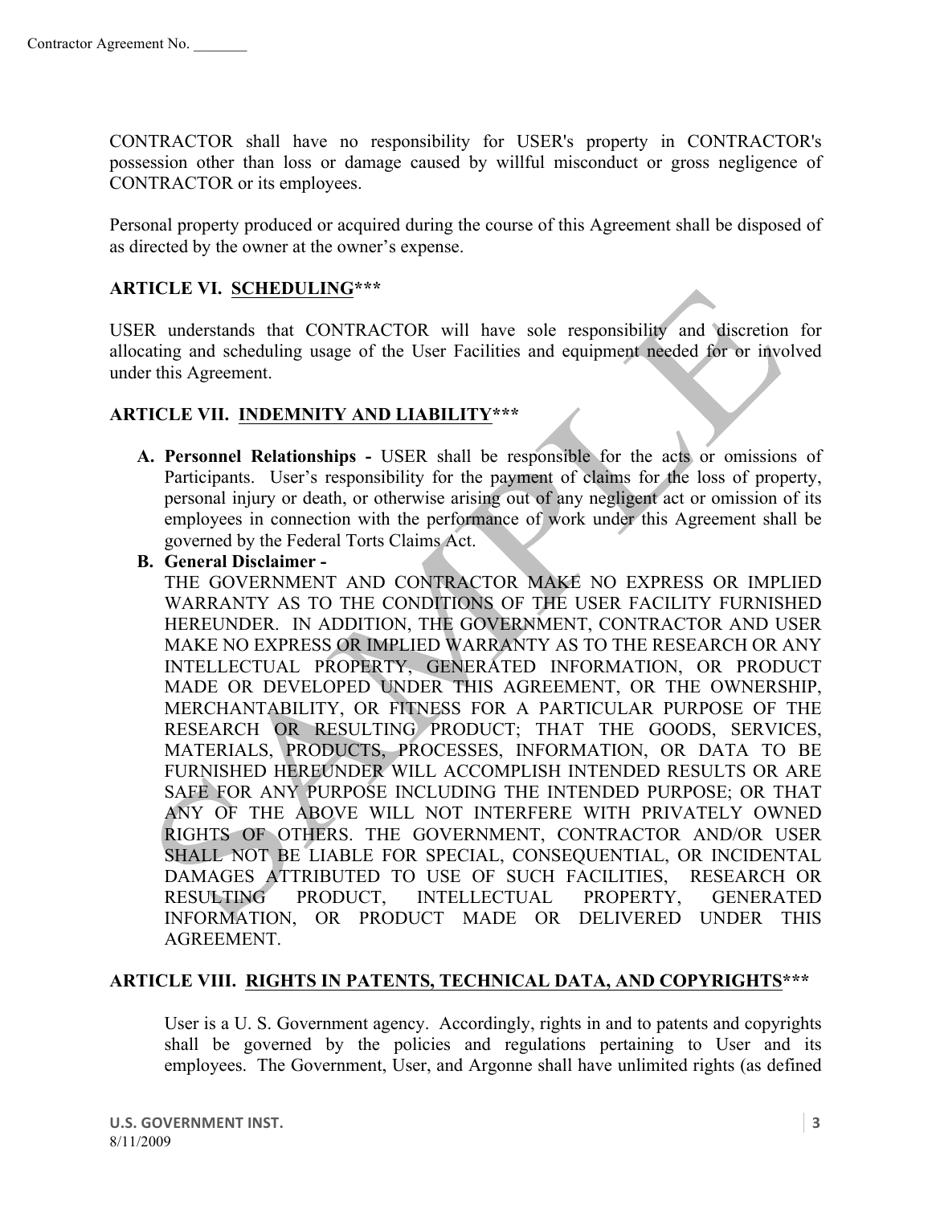CONTRACTOR shall have no responsibility for USER's property in CONTRACTOR's possession other than loss or damage caused by willful misconduct or gross negligence of CONTRACTOR or its employees.

Personal property produced or acquired during the course of this Agreement shall be disposed of as directed by the owner at the owner's expense.

## ARTICLE VI. SCHEDULING***

USER understands that CONTRACTOR will have sole responsibility and discretion for allocating and scheduling usage of the User Facilities and equipment needed for or involved under this Agreement.

## ARTICLE VII. INDEMNITY AND LIABILITY***

**A. Personnel Relationships -** USER shall be responsible for the acts or omissions of Participants. User's responsibility for the payment of claims for the loss of property, personal injury or death, or otherwise arising out of any negligent act or omission of its employees in connection with the performance of work under this Agreement shall be governed by the Federal Torts Claims Act.

**B. General Disclaimer -**
THE GOVERNMENT AND CONTRACTOR MAKE NO EXPRESS OR IMPLIED WARRANTY AS TO THE CONDITIONS OF THE USER FACILITY FURNISHED HEREUNDER. IN ADDITION, THE GOVERNMENT, CONTRACTOR AND USER MAKE NO EXPRESS OR IMPLIED WARRANTY AS TO THE RESEARCH OR ANY INTELLECTUAL PROPERTY, GENERATED INFORMATION, OR PRODUCT MADE OR DEVELOPED UNDER THIS AGREEMENT, OR THE OWNERSHIP, MERCHANTABILITY, OR FITNESS FOR A PARTICULAR PURPOSE OF THE RESEARCH OR RESULTING PRODUCT; THAT THE GOODS, SERVICES, MATERIALS, PRODUCTS, PROCESSES, INFORMATION, OR DATA TO BE FURNISHED HEREUNDER WILL ACCOMPLISH INTENDED RESULTS OR ARE SAFE FOR ANY PURPOSE INCLUDING THE INTENDED PURPOSE; OR THAT ANY OF THE ABOVE WILL NOT INTERFERE WITH PRIVATELY OWNED RIGHTS OF OTHERS. THE GOVERNMENT, CONTRACTOR AND/OR USER SHALL NOT BE LIABLE FOR SPECIAL, CONSEQUENTIAL, OR INCIDENTAL DAMAGES ATTRIBUTED TO USE OF SUCH FACILITIES, RESEARCH OR RESULTING PRODUCT, INTELLECTUAL PROPERTY, GENERATED INFORMATION, OR PRODUCT MADE OR DELIVERED UNDER THIS AGREEMENT.

## ARTICLE VIII. RIGHTS IN PATENTS, TECHNICAL DATA, AND COPYRIGHTS***

User is a U. S. Government agency. Accordingly, rights in and to patents and copyrights shall be governed by the policies and regulations pertaining to User and its employees. The Government, User, and Argonne shall have unlimited rights (as defined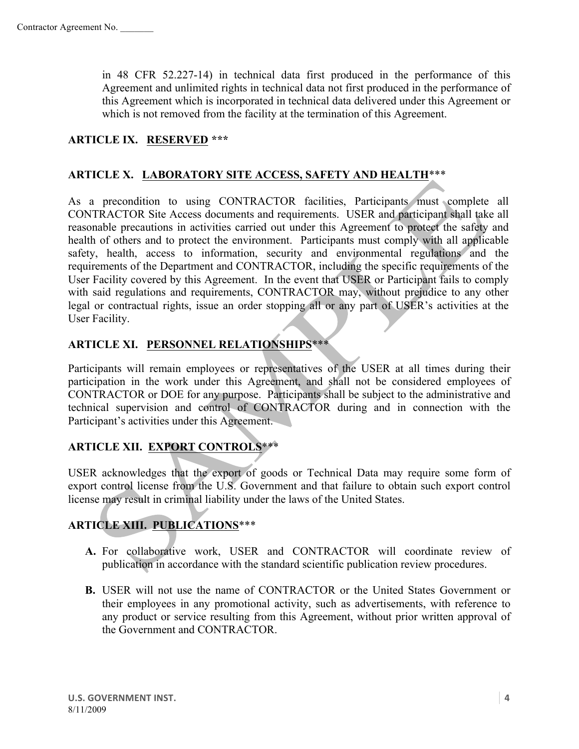in 48 CFR 52.227-14) in technical data first produced in the performance of this Agreement and unlimited rights in technical data not first produced in the performance of this Agreement which is incorporated in technical data delivered under this Agreement or which is not removed from the facility at the termination of this Agreement.

## ARTICLE IX. RESERVED ***

## ARTICLE X. LABORATORY SITE ACCESS, SAFETY AND HEALTH***

As a precondition to using CONTRACTOR facilities, Participants must complete all CONTRACTOR Site Access documents and requirements. USER and participant shall take all reasonable precautions in activities carried out under this Agreement to protect the safety and health of others and to protect the environment. Participants must comply with all applicable safety, health, access to information, security and environmental regulations and the requirements of the Department and CONTRACTOR, including the specific requirements of the User Facility covered by this Agreement. In the event that USER or Participant fails to comply with said regulations and requirements, CONTRACTOR may, without prejudice to any other legal or contractual rights, issue an order stopping all or any part of USER's activities at the User Facility.

## ARTICLE XI. PERSONNEL RELATIONSHIPS***

Participants will remain employees or representatives of the USER at all times during their participation in the work under this Agreement, and shall not be considered employees of CONTRACTOR or DOE for any purpose. Participants shall be subject to the administrative and technical supervision and control of CONTRACTOR during and in connection with the Participant's activities under this Agreement.

## ARTICLE XII. EXPORT CONTROLS***

USER acknowledges that the export of goods or Technical Data may require some form of export control license from the U.S. Government and that failure to obtain such export control license may result in criminal liability under the laws of the United States.

## ARTICLE XIII. PUBLICATIONS***

**A.** For collaborative work, USER and CONTRACTOR will coordinate review of publication in accordance with the standard scientific publication review procedures.

**B.** USER will not use the name of CONTRACTOR or the United States Government or their employees in any promotional activity, such as advertisements, with reference to any product or service resulting from this Agreement, without prior written approval of the Government and CONTRACTOR.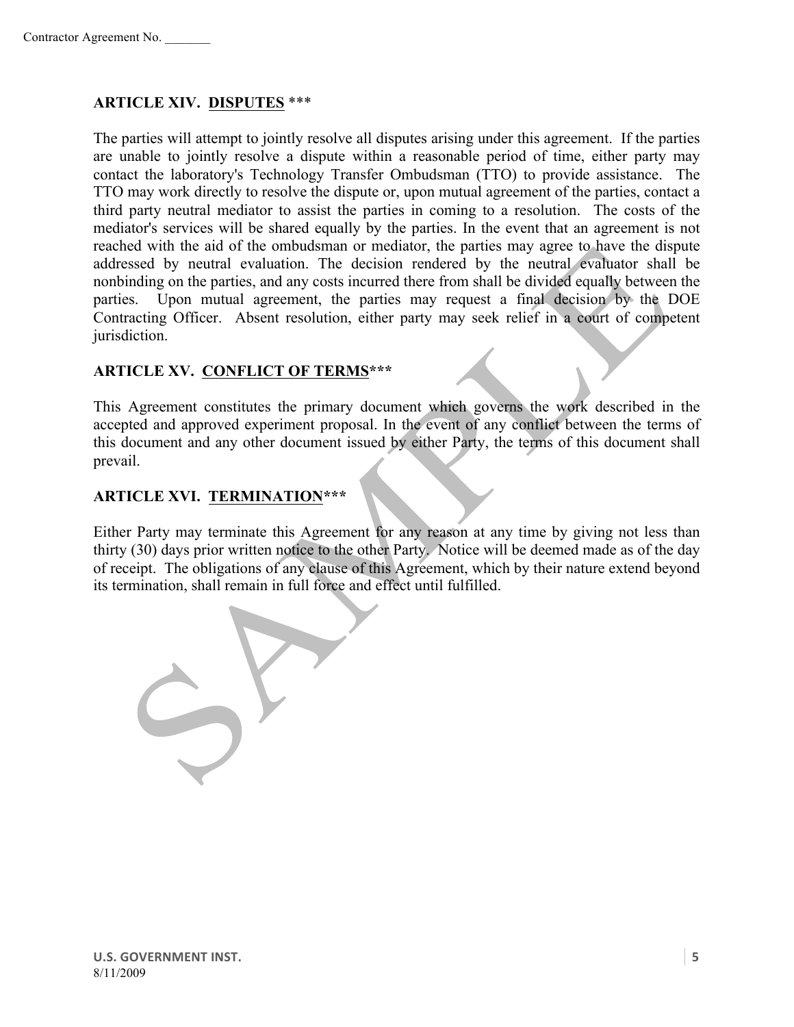## ARTICLE XIV. <u>DISPUTES</u> ***

The parties will attempt to jointly resolve all disputes arising under this agreement. If the parties are unable to jointly resolve a dispute within a reasonable period of time, either party may contact the laboratory's Technology Transfer Ombudsman (TTO) to provide assistance. The TTO may work directly to resolve the dispute or, upon mutual agreement of the parties, contact a third party neutral mediator to assist the parties in coming to a resolution. The costs of the mediator's services will be shared equally by the parties. In the event that an agreement is not reached with the aid of the ombudsman or mediator, the parties may agree to have the dispute addressed by neutral evaluation. The decision rendered by the neutral evaluator shall be nonbinding on the parties, and any costs incurred there from shall be divided equally between the parties. Upon mutual agreement, the parties may request a final decision by the DOE Contracting Officer. Absent resolution, either party may seek relief in a court of competent jurisdiction.

## ARTICLE XV. <u>CONFLICT OF TERMS</u>***

This Agreement constitutes the primary document which governs the work described in the accepted and approved experiment proposal. In the event of any conflict between the terms of this document and any other document issued by either Party, the terms of this document shall prevail.

## ARTICLE XVI. <u>TERMINATION</u>***

Either Party may terminate this Agreement for any reason at any time by giving not less than thirty (30) days prior written notice to the other Party. Notice will be deemed made as of the day of receipt. The obligations of any clause of this Agreement, which by their nature extend beyond its termination, shall remain in full force and effect until fulfilled.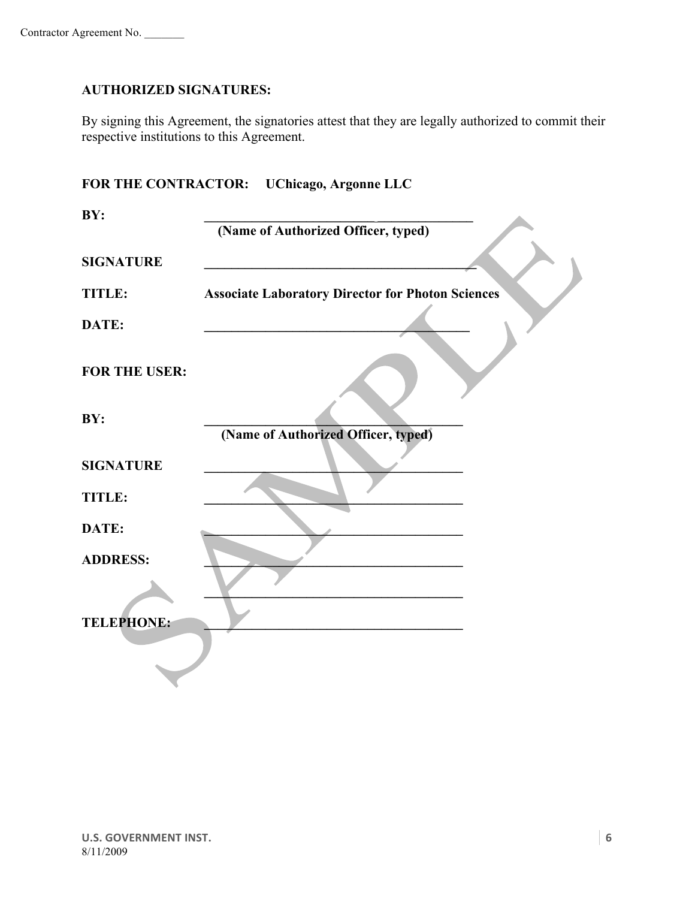Contractor Agreement No. _______

**AUTHORIZED SIGNATURES:**

By signing this Agreement, the signatories attest that they are legally authorized to commit their respective institutions to this Agreement.

**FOR THE CONTRACTOR: UChicago, Argonne LLC**

**BY:** ________________________________________
**(Name of Authorized Officer, typed)**

**SIGNATURE** ________________________________________

**TITLE:** **Associate Laboratory Director for Photon Sciences**

**DATE:** ________________________________________

**FOR THE USER:**

**BY:** ________________________________________
**(Name of Authorized Officer, typed)**

**SIGNATURE** ________________________________________

**TITLE:** ________________________________________

**DATE:** ________________________________________

**ADDRESS:** ________________________________________

________________________________________

**TELEPHONE:** ________________________________________

SAMPLE

U.S. GOVERNMENT INST.
8/11/2009